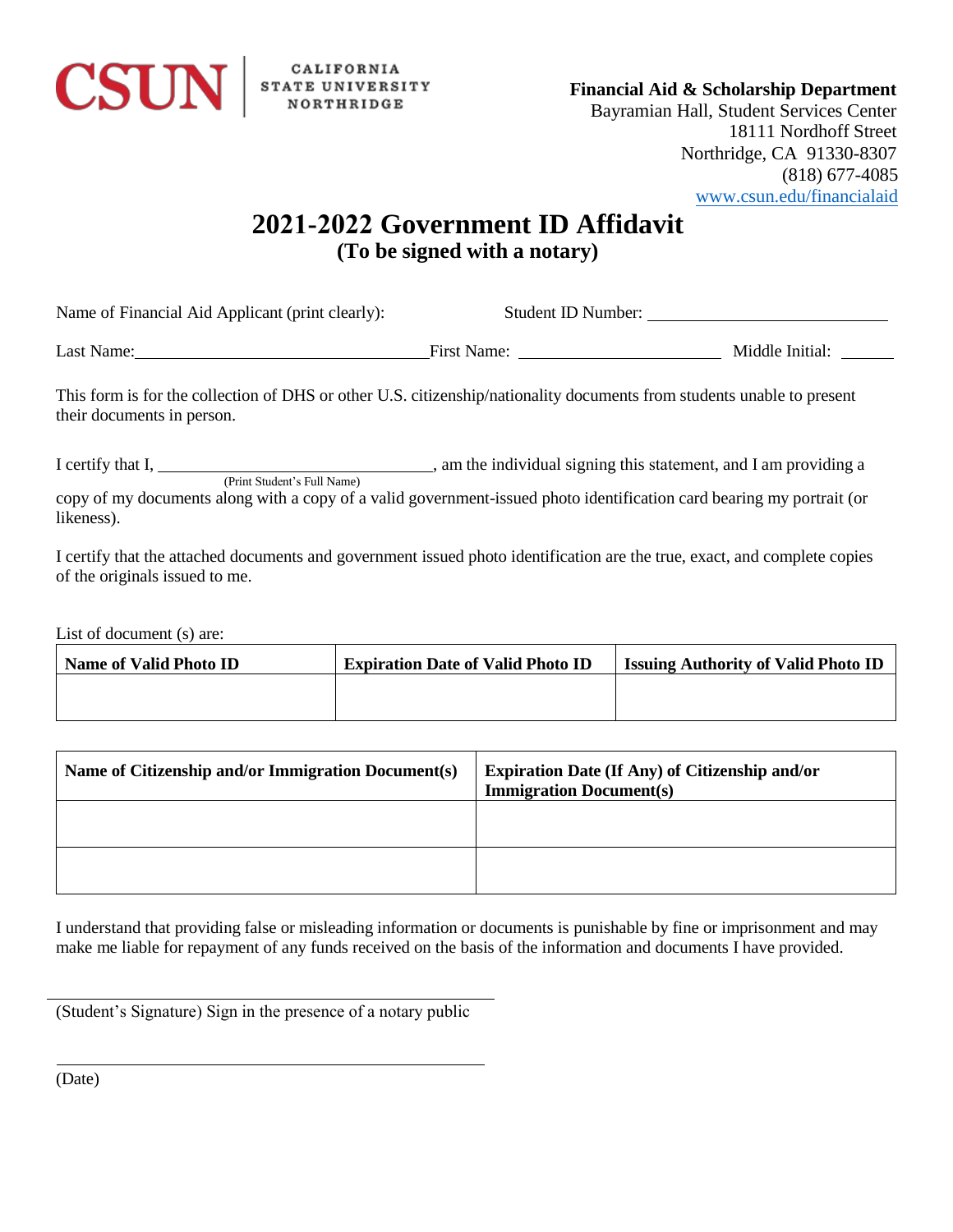CSUN | CALIFORNIA STATE UNIVERSITY NORTHRIDGE

**Financial Aid & Scholarship Department**
Bayramian Hall, Student Services Center
18111 Nordhoff Street
Northridge, CA 91330-8307
(818) 677-4085
www.csun.edu/financialaid

# 2021-2022 Government ID Affidavit

## (To be signed with a notary)

Name of Financial Aid Applicant (print clearly): Student ID Number: ______________________

Last Name: ______________________ First Name: ______________________ Middle Initial: ______

This form is for the collection of DHS or other U.S. citizenship/nationality documents from students unable to present their documents in person.

I certify that I, ______________________ (Print Student's Full Name), am the individual signing this statement, and I am providing a copy of my documents along with a copy of a valid government-issued photo identification card bearing my portrait (or likeness).

I certify that the attached documents and government issued photo identification are the true, exact, and complete copies of the originals issued to me.

List of document (s) are:

| Name of Valid Photo ID | Expiration Date of Valid Photo ID | Issuing Authority of Valid Photo ID |
|---|---|---|
| | | |

| Name of Citizenship and/or Immigration Document(s) | Expiration Date (If Any) of Citizenship and/or Immigration Document(s) |
|---|---|
| | |
| | |

I understand that providing false or misleading information or documents is punishable by fine or imprisonment and may make me liable for repayment of any funds received on the basis of the information and documents I have provided.

______________________
(Student's Signature) Sign in the presence of a notary public

______________________
(Date)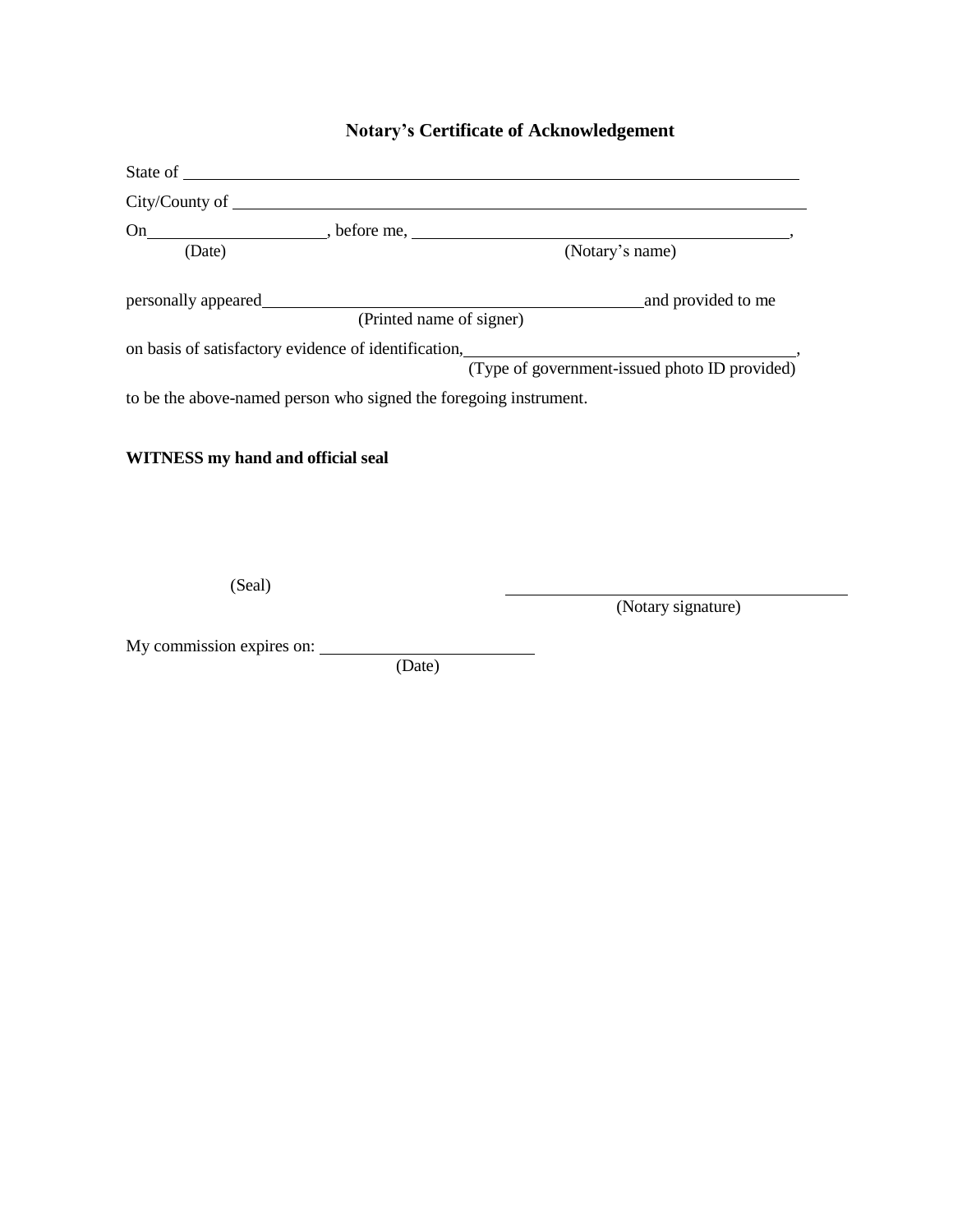## Notary's Certificate of Acknowledgement

State of ______________________________________________________________

City/County of __________________________________________________________

On ____________________, before me, ____________________________________________,
(Date) (Notary's name)

personally appeared ______________________________________________ and provided to me
(Printed name of signer)

on basis of satisfactory evidence of identification, ______________________________________,
(Type of government-issued photo ID provided)

to be the above-named person who signed the foregoing instrument.

**WITNESS my hand and official seal**

(Seal)

______________________________________
(Notary signature)

My commission expires on: ________________________
(Date)